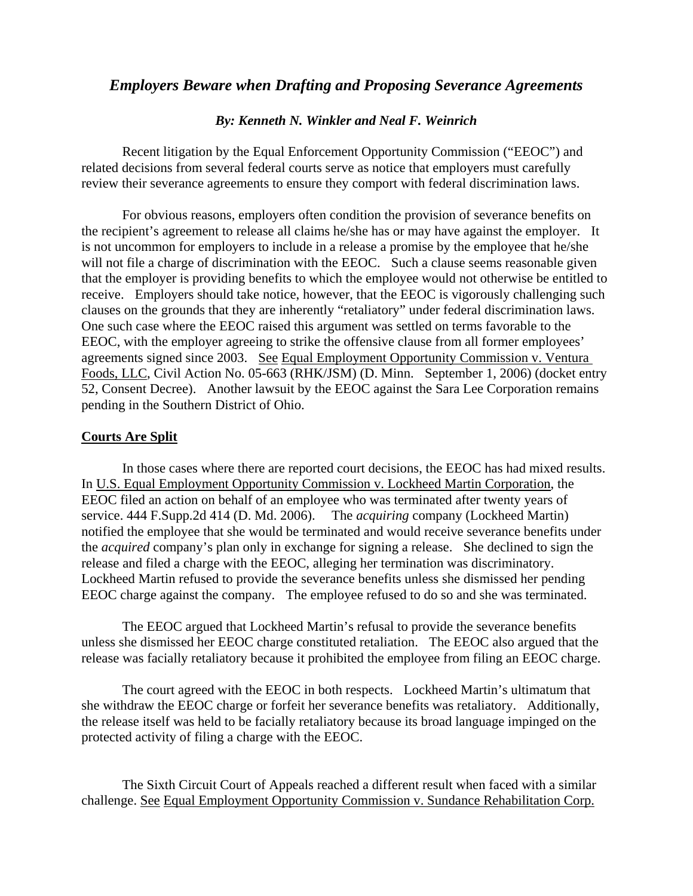# *Employers Beware when Drafting and Proposing Severance Agreements*

***By: Kenneth N. Winkler and Neal F. Weinrich***

Recent litigation by the Equal Enforcement Opportunity Commission ("EEOC") and related decisions from several federal courts serve as notice that employers must carefully review their severance agreements to ensure they comport with federal discrimination laws.

For obvious reasons, employers often condition the provision of severance benefits on the recipient's agreement to release all claims he/she has or may have against the employer. It is not uncommon for employers to include in a release a promise by the employee that he/she will not file a charge of discrimination with the EEOC. Such a clause seems reasonable given that the employer is providing benefits to which the employee would not otherwise be entitled to receive. Employers should take notice, however, that the EEOC is vigorously challenging such clauses on the grounds that they are inherently "retaliatory" under federal discrimination laws. One such case where the EEOC raised this argument was settled on terms favorable to the EEOC, with the employer agreeing to strike the offensive clause from all former employees' agreements signed since 2003. See Equal Employment Opportunity Commission v. Ventura Foods, LLC, Civil Action No. 05-663 (RHK/JSM) (D. Minn. September 1, 2006) (docket entry 52, Consent Decree). Another lawsuit by the EEOC against the Sara Lee Corporation remains pending in the Southern District of Ohio.

## **Courts Are Split**

In those cases where there are reported court decisions, the EEOC has had mixed results. In U.S. Equal Employment Opportunity Commission v. Lockheed Martin Corporation, the EEOC filed an action on behalf of an employee who was terminated after twenty years of service. 444 F.Supp.2d 414 (D. Md. 2006). The *acquiring* company (Lockheed Martin) notified the employee that she would be terminated and would receive severance benefits under the *acquired* company's plan only in exchange for signing a release. She declined to sign the release and filed a charge with the EEOC, alleging her termination was discriminatory. Lockheed Martin refused to provide the severance benefits unless she dismissed her pending EEOC charge against the company. The employee refused to do so and she was terminated.

The EEOC argued that Lockheed Martin's refusal to provide the severance benefits unless she dismissed her EEOC charge constituted retaliation. The EEOC also argued that the release was facially retaliatory because it prohibited the employee from filing an EEOC charge.

The court agreed with the EEOC in both respects. Lockheed Martin's ultimatum that she withdraw the EEOC charge or forfeit her severance benefits was retaliatory. Additionally, the release itself was held to be facially retaliatory because its broad language impinged on the protected activity of filing a charge with the EEOC.

The Sixth Circuit Court of Appeals reached a different result when faced with a similar challenge. See Equal Employment Opportunity Commission v. Sundance Rehabilitation Corp.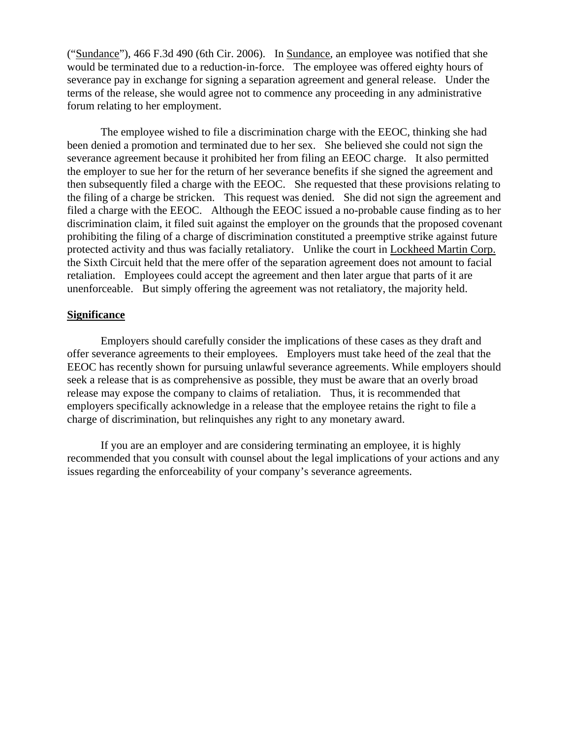("Sundance"), 466 F.3d 490 (6th Cir. 2006). In Sundance, an employee was notified that she would be terminated due to a reduction-in-force. The employee was offered eighty hours of severance pay in exchange for signing a separation agreement and general release. Under the terms of the release, she would agree not to commence any proceeding in any administrative forum relating to her employment.

The employee wished to file a discrimination charge with the EEOC, thinking she had been denied a promotion and terminated due to her sex. She believed she could not sign the severance agreement because it prohibited her from filing an EEOC charge. It also permitted the employer to sue her for the return of her severance benefits if she signed the agreement and then subsequently filed a charge with the EEOC. She requested that these provisions relating to the filing of a charge be stricken. This request was denied. She did not sign the agreement and filed a charge with the EEOC. Although the EEOC issued a no-probable cause finding as to her discrimination claim, it filed suit against the employer on the grounds that the proposed covenant prohibiting the filing of a charge of discrimination constituted a preemptive strike against future protected activity and thus was facially retaliatory. Unlike the court in Lockheed Martin Corp. the Sixth Circuit held that the mere offer of the separation agreement does not amount to facial retaliation. Employees could accept the agreement and then later argue that parts of it are unenforceable. But simply offering the agreement was not retaliatory, the majority held.

## Significance

Employers should carefully consider the implications of these cases as they draft and offer severance agreements to their employees. Employers must take heed of the zeal that the EEOC has recently shown for pursuing unlawful severance agreements. While employers should seek a release that is as comprehensive as possible, they must be aware that an overly broad release may expose the company to claims of retaliation. Thus, it is recommended that employers specifically acknowledge in a release that the employee retains the right to file a charge of discrimination, but relinquishes any right to any monetary award.

If you are an employer and are considering terminating an employee, it is highly recommended that you consult with counsel about the legal implications of your actions and any issues regarding the enforceability of your company's severance agreements.